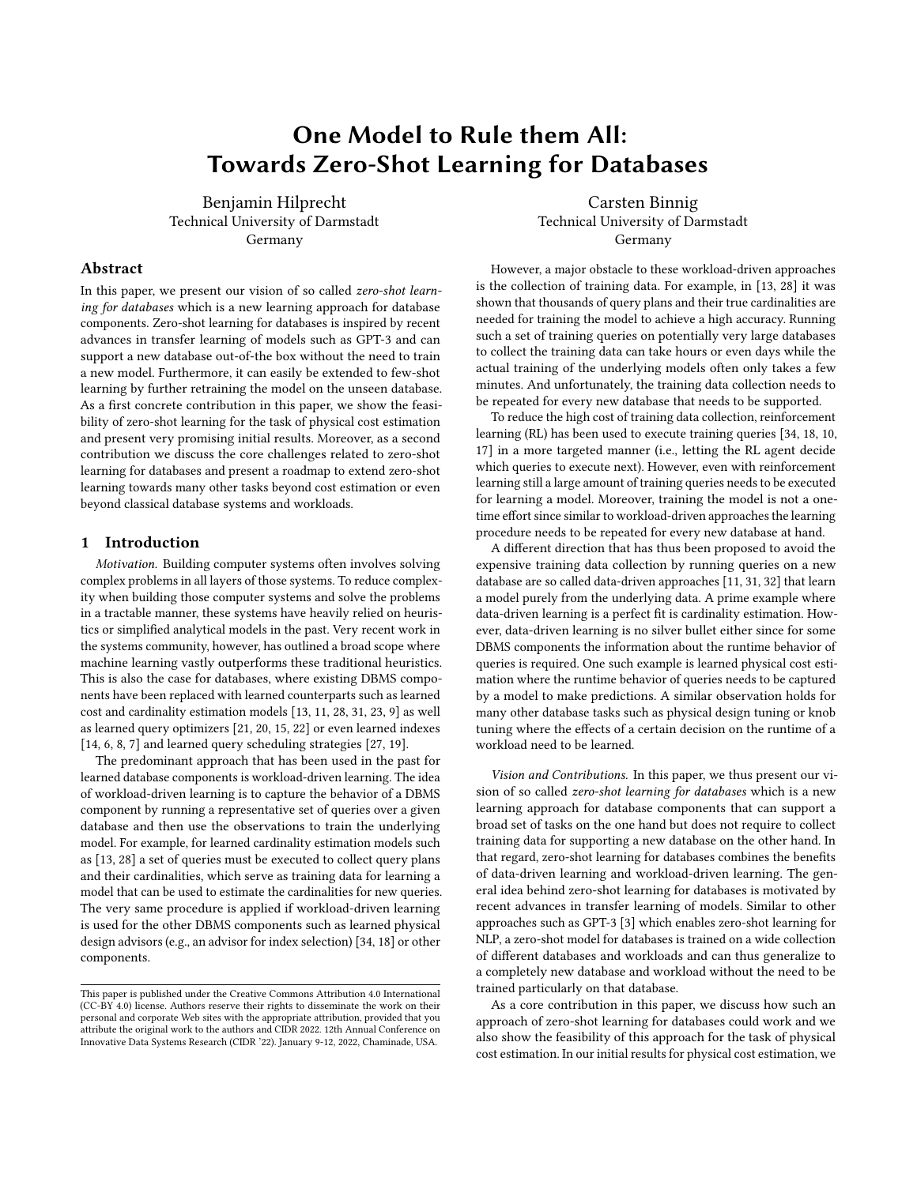# One Model to Rule them All: Towards Zero-Shot Learning for Databases

Benjamin Hilprecht
Technical University of Darmstadt
Germany

Carsten Binnig
Technical University of Darmstadt
Germany

## Abstract

In this paper, we present our vision of so called *zero-shot learning for databases* which is a new learning approach for database components. Zero-shot learning for databases is inspired by recent advances in transfer learning of models such as GPT-3 and can support a new database out-of-the box without the need to train a new model. Furthermore, it can easily be extended to few-shot learning by further retraining the model on the unseen database. As a first concrete contribution in this paper, we show the feasibility of zero-shot learning for the task of physical cost estimation and present very promising initial results. Moreover, as a second contribution we discuss the core challenges related to zero-shot learning for databases and present a roadmap to extend zero-shot learning towards many other tasks beyond cost estimation or even beyond classical database systems and workloads.

## 1 Introduction

*Motivation.* Building computer systems often involves solving complex problems in all layers of those systems. To reduce complexity when building those computer systems and solve the problems in a tractable manner, these systems have heavily relied on heuristics or simplified analytical models in the past. Very recent work in the systems community, however, has outlined a broad scope where machine learning vastly outperforms these traditional heuristics. This is also the case for databases, where existing DBMS components have been replaced with learned counterparts such as learned cost and cardinality estimation models [13, 11, 28, 31, 23, 9] as well as learned query optimizers [21, 20, 15, 22] or even learned indexes [14, 6, 8, 7] and learned query scheduling strategies [27, 19].

The predominant approach that has been used in the past for learned database components is workload-driven learning. The idea of workload-driven learning is to capture the behavior of a DBMS component by running a representative set of queries over a given database and then use the observations to train the underlying model. For example, for learned cardinality estimation models such as [13, 28] a set of queries must be executed to collect query plans and their cardinalities, which serve as training data for learning a model that can be used to estimate the cardinalities for new queries. The very same procedure is applied if workload-driven learning is used for the other DBMS components such as learned physical design advisors (e.g., an advisor for index selection) [34, 18] or other components.

However, a major obstacle to these workload-driven approaches is the collection of training data. For example, in [13, 28] it was shown that thousands of query plans and their true cardinalities are needed for training the model to achieve a high accuracy. Running such a set of training queries on potentially very large databases to collect the training data can take hours or even days while the actual training of the underlying models often only takes a few minutes. And unfortunately, the training data collection needs to be repeated for every new database that needs to be supported.

To reduce the high cost of training data collection, reinforcement learning (RL) has been used to execute training queries [34, 18, 10, 17] in a more targeted manner (i.e., letting the RL agent decide which queries to execute next). However, even with reinforcement learning still a large amount of training queries needs to be executed for learning a model. Moreover, training the model is not a one-time effort since similar to workload-driven approaches the learning procedure needs to be repeated for every new database at hand.

A different direction that has thus been proposed to avoid the expensive training data collection by running queries on a new database are so called data-driven approaches [11, 31, 32] that learn a model purely from the underlying data. A prime example where data-driven learning is a perfect fit is cardinality estimation. However, data-driven learning is no silver bullet either since for some DBMS components the information about the runtime behavior of queries is required. One such example is learned physical cost estimation where the runtime behavior of queries needs to be captured by a model to make predictions. A similar observation holds for many other database tasks such as physical design tuning or knob tuning where the effects of a certain decision on the runtime of a workload need to be learned.

*Vision and Contributions.* In this paper, we thus present our vision of so called *zero-shot learning for databases* which is a new learning approach for database components that can support a broad set of tasks on the one hand but does not require to collect training data for supporting a new database on the other hand. In that regard, zero-shot learning for databases combines the benefits of data-driven learning and workload-driven learning. The general idea behind zero-shot learning for databases is motivated by recent advances in transfer learning of models. Similar to other approaches such as GPT-3 [3] which enables zero-shot learning for NLP, a zero-shot model for databases is trained on a wide collection of different databases and workloads and can thus generalize to a completely new database and workload without the need to be trained particularly on that database.

As a core contribution in this paper, we discuss how such an approach of zero-shot learning for databases could work and we also show the feasibility of this approach for the task of physical cost estimation. In our initial results for physical cost estimation, we

This paper is published under the Creative Commons Attribution 4.0 International (CC-BY 4.0) license. Authors reserve their rights to disseminate the work on their personal and corporate Web sites with the appropriate attribution, provided that you attribute the original work to the authors and CIDR 2022. 12th Annual Conference on Innovative Data Systems Research (CIDR '22). January 9-12, 2022, Chaminade, USA.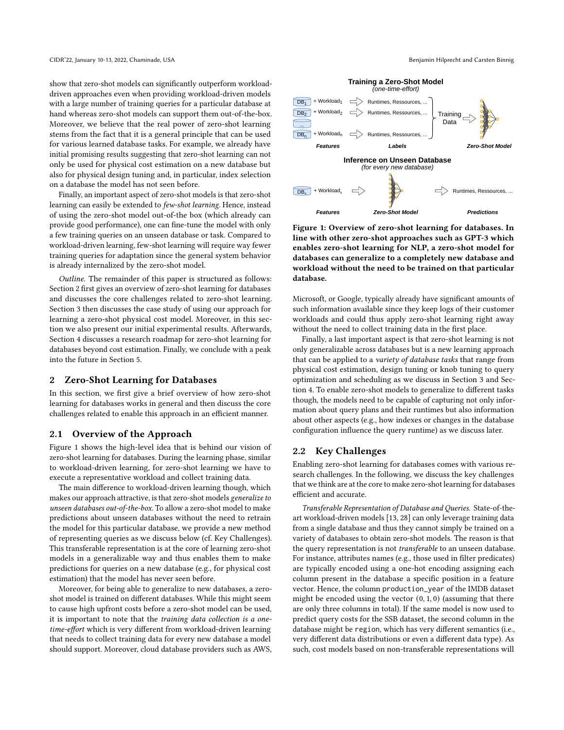show that zero-shot models can significantly outperform workload-driven approaches even when providing workload-driven models with a large number of training queries for a particular database at hand whereas zero-shot models can support them out-of-the-box. Moreover, we believe that the real power of zero-shot learning stems from the fact that it is a general principle that can be used for various learned database tasks. For example, we already have initial promising results suggesting that zero-shot learning can not only be used for physical cost estimation on a new database but also for physical design tuning and, in particular, index selection on a database the model has not seen before.

Finally, an important aspect of zero-shot models is that zero-shot learning can easily be extended to *few-shot learning*. Hence, instead of using the zero-shot model out-of-the box (which already can provide good performance), one can fine-tune the model with only a few training queries on an unseen database or task. Compared to workload-driven learning, few-shot learning will require way fewer training queries for adaptation since the general system behavior is already internalized by the zero-shot model.

*Outline.* The remainder of this paper is structured as follows: Section 2 first gives an overview of zero-shot learning for databases and discusses the core challenges related to zero-shot learning. Section 3 then discusses the case study of using our approach for learning a zero-shot physical cost model. Moreover, in this section we also present our initial experimental results. Afterwards, Section 4 discusses a research roadmap for zero-shot learning for databases beyond cost estimation. Finally, we conclude with a peak into the future in Section 5.

## 2 Zero-Shot Learning for Databases

In this section, we first give a brief overview of how zero-shot learning for databases works in general and then discuss the core challenges related to enable this approach in an efficient manner.

### 2.1 Overview of the Approach

Figure 1 shows the high-level idea that is behind our vision of zero-shot learning for databases. During the learning phase, similar to workload-driven learning, for zero-shot learning we have to execute a representative workload and collect training data.

The main difference to workload-driven learning though, which makes our approach attractive, is that zero-shot models *generalize to unseen databases out-of-the-box*. To allow a zero-shot model to make predictions about unseen databases without the need to retrain the model for this particular database, we provide a new method of representing queries as we discuss below (cf. Key Challenges). This transferable representation is at the core of learning zero-shot models in a generalizable way and thus enables them to make predictions for queries on a new database (e.g., for physical cost estimation) that the model has never seen before.

Moreover, for being able to generalize to new databases, a zero-shot model is trained on different databases. While this might seem to cause high upfront costs before a zero-shot model can be used, it is important to note that the *training data collection is a one-time-effort* which is very different from workload-driven learning that needs to collect training data for every new database a model should support. Moreover, cloud database providers such as AWS, Microsoft, or Google, typically already have significant amounts of such information available since they keep logs of their customer workloads and could thus apply zero-shot learning right away without the need to collect training data in the first place.

**Figure 1: Overview of zero-shot learning for databases. In line with other zero-shot approaches such as GPT-3 which enables zero-shot learning for NLP, a zero-shot model for databases can generalize to a completely new database and workload without the need to be trained on that particular database.**

Finally, a last important aspect is that zero-shot learning is not only generalizable across databases but is a new learning approach that can be applied to a *variety of database tasks* that range from physical cost estimation, design tuning or knob tuning to query optimization and scheduling as we discuss in Section 3 and Section 4. To enable zero-shot models to generalize to different tasks though, the models need to be capable of capturing not only information about query plans and their runtimes but also information about other aspects (e.g., how indexes or changes in the database configuration influence the query runtime) as we discuss later.

### 2.2 Key Challenges

Enabling zero-shot learning for databases comes with various research challenges. In the following, we discuss the key challenges that we think are at the core to make zero-shot learning for databases efficient and accurate.

*Transferable Representation of Database and Queries.* State-of-the-art workload-driven models [13, 28] can only leverage training data from a single database and thus they cannot simply be trained on a variety of databases to obtain zero-shot models. The reason is that the query representation is not *transferable* to an unseen database. For instance, attributes names (e.g., those used in filter predicates) are typically encoded using a one-hot encoding assigning each column present in the database a specific position in a feature vector. Hence, the column production_year of the IMDB dataset might be encoded using the vector $(0, 1, 0)$ (assuming that there are only three columns in total). If the same model is now used to predict query costs for the SSB dataset, the second column in the database might be region, which has very different semantics (i.e., very different data distributions or even a different data type). As such, cost models based on non-transferable representations will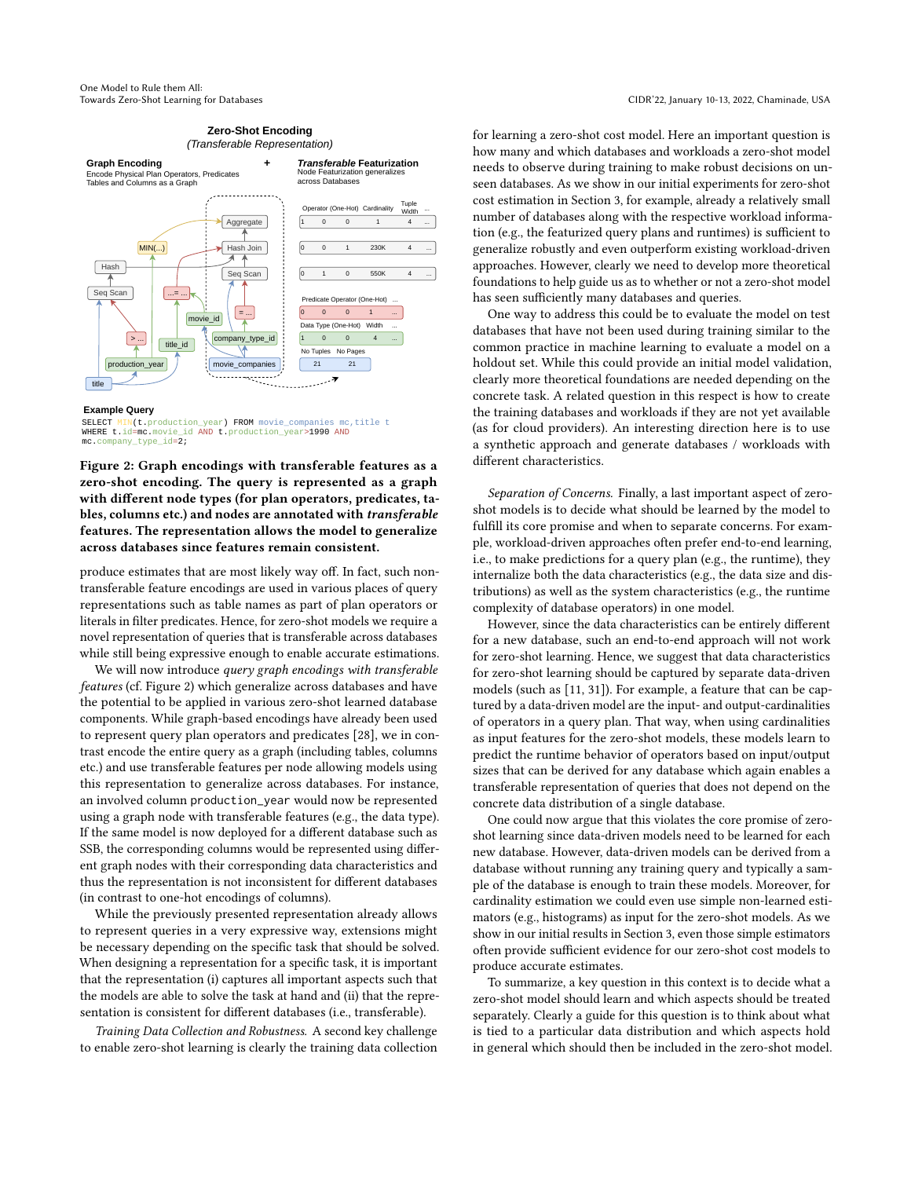**Zero-Shot Encoding**
*(Transferable Representation)*

**Graph Encoding** — Encode Physical Plan Operators, Predicates Tables and Columns as a Graph

**+**

***Transferable* Featurization** — Node Featurization generalizes across Databases

**Example Query**

```
SELECT MIN(t.production_year) FROM movie_companies mc,title t
WHERE t.id=mc.movie_id AND t.production_year>1990 AND
mc.company_type_id=2;
```

**Figure 2: Graph encodings with transferable features as a zero-shot encoding. The query is represented as a graph with different node types (for plan operators, predicates, tables, columns etc.) and nodes are annotated with *transferable* features. The representation allows the model to generalize across databases since features remain consistent.**

produce estimates that are most likely way off. In fact, such non-transferable feature encodings are used in various places of query representations such as table names as part of plan operators or literals in filter predicates. Hence, for zero-shot models we require a novel representation of queries that is transferable across databases while still being expressive enough to enable accurate estimations.

We will now introduce *query graph encodings with transferable features* (cf. Figure 2) which generalize across databases and have the potential to be applied in various zero-shot learned database components. While graph-based encodings have already been used to represent query plan operators and predicates [28], we in contrast encode the entire query as a graph (including tables, columns etc.) and use transferable features per node allowing models using this representation to generalize across databases. For instance, an involved column `production_year` would now be represented using a graph node with transferable features (e.g., the data type). If the same model is now deployed for a different database such as SSB, the corresponding columns would be represented using different graph nodes with their corresponding data characteristics and thus the representation is not inconsistent for different databases (in contrast to one-hot encodings of columns).

While the previously presented representation already allows to represent queries in a very expressive way, extensions might be necessary depending on the specific task that should be solved. When designing a representation for a specific task, it is important that the representation (i) captures all important aspects such that the models are able to solve the task at hand and (ii) that the representation is consistent for different databases (i.e., transferable).

*Training Data Collection and Robustness.* A second key challenge to enable zero-shot learning is clearly the training data collection for learning a zero-shot cost model. Here an important question is how many and which databases and workloads a zero-shot model needs to observe during training to make robust decisions on unseen databases. As we show in our initial experiments for zero-shot cost estimation in Section 3, for example, already a relatively small number of databases along with the respective workload information (e.g., the featurized query plans and runtimes) is sufficient to generalize robustly and even outperform existing workload-driven approaches. However, clearly we need to develop more theoretical foundations to help guide us as to whether or not a zero-shot model has seen sufficiently many databases and queries.

One way to address this could be to evaluate the model on test databases that have not been used during training similar to the common practice in machine learning to evaluate a model on a holdout set. While this could provide an initial model validation, clearly more theoretical foundations are needed depending on the concrete task. A related question in this respect is how to create the training databases and workloads if they are not yet available (as for cloud providers). An interesting direction here is to use a synthetic approach and generate databases / workloads with different characteristics.

*Separation of Concerns.* Finally, a last important aspect of zero-shot models is to decide what should be learned by the model to fulfill its core promise and when to separate concerns. For example, workload-driven approaches often prefer end-to-end learning, i.e., to make predictions for a query plan (e.g., the runtime), they internalize both the data characteristics (e.g., the data size and distributions) as well as the system characteristics (e.g., the runtime complexity of database operators) in one model.

However, since the data characteristics can be entirely different for a new database, such an end-to-end approach will not work for zero-shot learning. Hence, we suggest that data characteristics for zero-shot learning should be captured by separate data-driven models (such as [11, 31]). For example, a feature that can be captured by a data-driven model are the input- and output-cardinalities of operators in a query plan. That way, when using cardinalities as input features for the zero-shot models, these models learn to predict the runtime behavior of operators based on input/output sizes that can be derived for any database which again enables a transferable representation of queries that does not depend on the concrete data distribution of a single database.

One could now argue that this violates the core promise of zero-shot learning since data-driven models need to be learned for each new database. However, data-driven models can be derived from a database without running any training query and typically a sample of the database is enough to train these models. Moreover, for cardinality estimation we could even use simple non-learned estimators (e.g., histograms) as input for the zero-shot models. As we show in our initial results in Section 3, even those simple estimators often provide sufficient evidence for our zero-shot cost models to produce accurate estimates.

To summarize, a key question in this context is to decide what a zero-shot model should learn and which aspects should be treated separately. Clearly a guide for this question is to think about what is tied to a particular data distribution and which aspects hold in general which should then be included in the zero-shot model.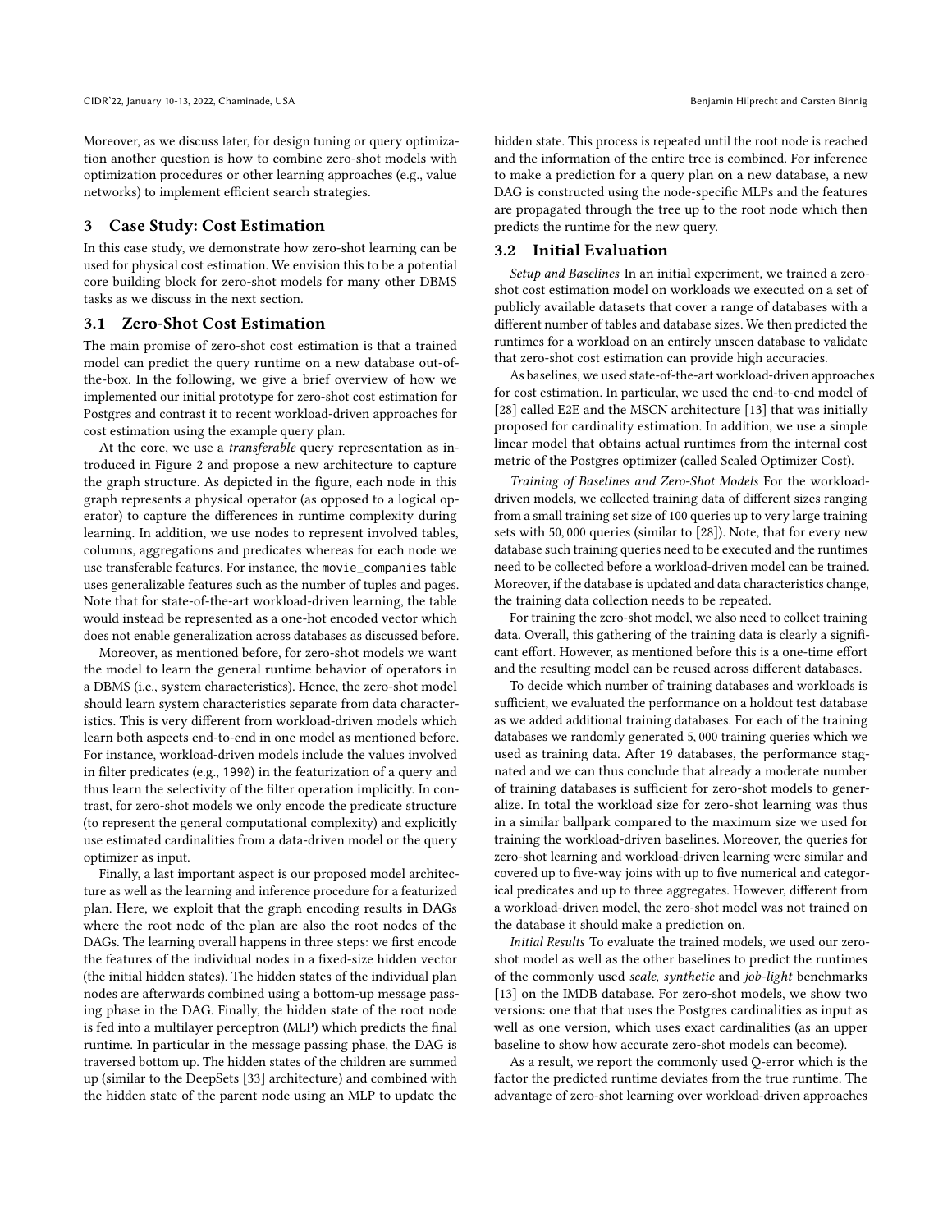Moreover, as we discuss later, for design tuning or query optimization another question is how to combine zero-shot models with optimization procedures or other learning approaches (e.g., value networks) to implement efficient search strategies.

## 3 Case Study: Cost Estimation

In this case study, we demonstrate how zero-shot learning can be used for physical cost estimation. We envision this to be a potential core building block for zero-shot models for many other DBMS tasks as we discuss in the next section.

### 3.1 Zero-Shot Cost Estimation

The main promise of zero-shot cost estimation is that a trained model can predict the query runtime on a new database out-of-the-box. In the following, we give a brief overview of how we implemented our initial prototype for zero-shot cost estimation for Postgres and contrast it to recent workload-driven approaches for cost estimation using the example query plan.

At the core, we use a *transferable* query representation as introduced in Figure 2 and propose a new architecture to capture the graph structure. As depicted in the figure, each node in this graph represents a physical operator (as opposed to a logical operator) to capture the differences in runtime complexity during learning. In addition, we use nodes to represent involved tables, columns, aggregations and predicates whereas for each node we use transferable features. For instance, the `movie_companies` table uses generalizable features such as the number of tuples and pages. Note that for state-of-the-art workload-driven learning, the table would instead be represented as a one-hot encoded vector which does not enable generalization across databases as discussed before.

Moreover, as mentioned before, for zero-shot models we want the model to learn the general runtime behavior of operators in a DBMS (i.e., system characteristics). Hence, the zero-shot model should learn system characteristics separate from data characteristics. This is very different from workload-driven models which learn both aspects end-to-end in one model as mentioned before. For instance, workload-driven models include the values involved in filter predicates (e.g., `1990`) in the featurization of a query and thus learn the selectivity of the filter operation implicitly. In contrast, for zero-shot models we only encode the predicate structure (to represent the general computational complexity) and explicitly use estimated cardinalities from a data-driven model or the query optimizer as input.

Finally, a last important aspect is our proposed model architecture as well as the learning and inference procedure for a featurized plan. Here, we exploit that the graph encoding results in DAGs where the root node of the plan are also the root nodes of the DAGs. The learning overall happens in three steps: we first encode the features of the individual nodes in a fixed-size hidden vector (the initial hidden states). The hidden states of the individual plan nodes are afterwards combined using a bottom-up message passing phase in the DAG. Finally, the hidden state of the root node is fed into a multilayer perceptron (MLP) which predicts the final runtime. In particular in the message passing phase, the DAG is traversed bottom up. The hidden states of the children are summed up (similar to the DeepSets [33] architecture) and combined with the hidden state of the parent node using an MLP to update the hidden state. This process is repeated until the root node is reached and the information of the entire tree is combined. For inference to make a prediction for a query plan on a new database, a new DAG is constructed using the node-specific MLPs and the features are propagated through the tree up to the root node which then predicts the runtime for the new query.

### 3.2 Initial Evaluation

*Setup and Baselines* In an initial experiment, we trained a zero-shot cost estimation model on workloads we executed on a set of publicly available datasets that cover a range of databases with a different number of tables and database sizes. We then predicted the runtimes for a workload on an entirely unseen database to validate that zero-shot cost estimation can provide high accuracies.

As baselines, we used state-of-the-art workload-driven approaches for cost estimation. In particular, we used the end-to-end model of [28] called E2E and the MSCN architecture [13] that was initially proposed for cardinality estimation. In addition, we use a simple linear model that obtains actual runtimes from the internal cost metric of the Postgres optimizer (called Scaled Optimizer Cost).

*Training of Baselines and Zero-Shot Models* For the workload-driven models, we collected training data of different sizes ranging from a small training set size of 100 queries up to very large training sets with 50,000 queries (similar to [28]). Note, that for every new database such training queries need to be executed and the runtimes need to be collected before a workload-driven model can be trained. Moreover, if the database is updated and data characteristics change, the training data collection needs to be repeated.

For training the zero-shot model, we also need to collect training data. Overall, this gathering of the training data is clearly a significant effort. However, as mentioned before this is a one-time effort and the resulting model can be reused across different databases.

To decide which number of training databases and workloads is sufficient, we evaluated the performance on a holdout test database as we added additional training databases. For each of the training databases we randomly generated 5,000 training queries which we used as training data. After 19 databases, the performance stagnated and we can thus conclude that already a moderate number of training databases is sufficient for zero-shot models to generalize. In total the workload size for zero-shot learning was thus in a similar ballpark compared to the maximum size we used for training the workload-driven baselines. Moreover, the queries for zero-shot learning and workload-driven learning were similar and covered up to five-way joins with up to five numerical and categorical predicates and up to three aggregates. However, different from a workload-driven model, the zero-shot model was not trained on the database it should make a prediction on.

*Initial Results* To evaluate the trained models, we used our zero-shot model as well as the other baselines to predict the runtimes of the commonly used *scale*, *synthetic* and *job-light* benchmarks [13] on the IMDB database. For zero-shot models, we show two versions: one that that uses the Postgres cardinalities as input as well as one version, which uses exact cardinalities (as an upper baseline to show how accurate zero-shot models can become).

As a result, we report the commonly used Q-error which is the factor the predicted runtime deviates from the true runtime. The advantage of zero-shot learning over workload-driven approaches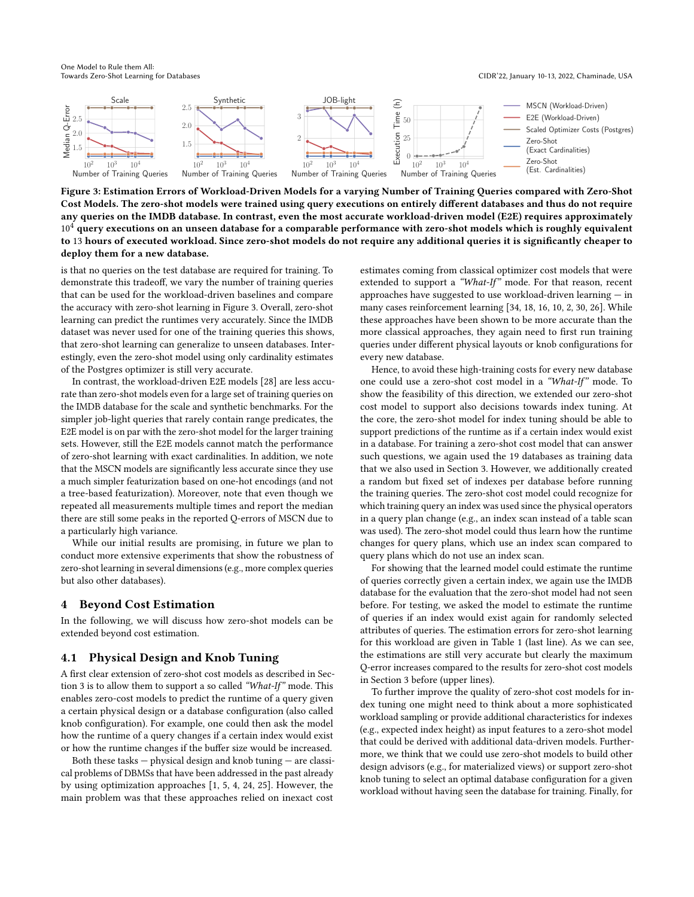**Figure 3: Estimation Errors of Workload-Driven Models for a varying Number of Training Queries compared with Zero-Shot Cost Models. The zero-shot models were trained using query executions on entirely different databases and thus do not require any queries on the IMDB database. In contrast, even the most accurate workload-driven model (E2E) requires approximately $10^4$ query executions on an unseen database for a comparable performance with zero-shot models which is roughly equivalent to 13 hours of executed workload. Since zero-shot models do not require any additional queries it is significantly cheaper to deploy them for a new database.**

is that no queries on the test database are required for training. To demonstrate this tradeoff, we vary the number of training queries that can be used for the workload-driven baselines and compare the accuracy with zero-shot learning in Figure 3. Overall, zero-shot learning can predict the runtimes very accurately. Since the IMDB dataset was never used for one of the training queries this shows, that zero-shot learning can generalize to unseen databases. Interestingly, even the zero-shot model using only cardinality estimates of the Postgres optimizer is still very accurate.

In contrast, the workload-driven E2E models [28] are less accurate than zero-shot models even for a large set of training queries on the IMDB database for the scale and synthetic benchmarks. For the simpler job-light queries that rarely contain range predicates, the E2E model is on par with the zero-shot model for the larger training sets. However, still the E2E models cannot match the performance of zero-shot learning with exact cardinalities. In addition, we note that the MSCN models are significantly less accurate since they use a much simpler featurization based on one-hot encodings (and not a tree-based featurization). Moreover, note that even though we repeated all measurements multiple times and report the median there are still some peaks in the reported Q-errors of MSCN due to a particularly high variance.

While our initial results are promising, in future we plan to conduct more extensive experiments that show the robustness of zero-shot learning in several dimensions (e.g., more complex queries but also other databases).

# 4 Beyond Cost Estimation

In the following, we will discuss how zero-shot models can be extended beyond cost estimation.

## 4.1 Physical Design and Knob Tuning

A first clear extension of zero-shot cost models as described in Section 3 is to allow them to support a so called *"What-If"* mode. This enables zero-cost models to predict the runtime of a query given a certain physical design or a database configuration (also called knob configuration). For example, one could then ask the model how the runtime of a query changes if a certain index would exist or how the runtime changes if the buffer size would be increased.

Both these tasks — physical design and knob tuning — are classical problems of DBMSs that have been addressed in the past already by using optimization approaches [1, 5, 4, 24, 25]. However, the main problem was that these approaches relied on inexact cost estimates coming from classical optimizer cost models that were extended to support a *"What-If"* mode. For that reason, recent approaches have suggested to use workload-driven learning — in many cases reinforcement learning [34, 18, 16, 10, 2, 30, 26]. While these approaches have been shown to be more accurate than the more classical approaches, they again need to first run training queries under different physical layouts or knob configurations for every new database.

Hence, to avoid these high-training costs for every new database one could use a zero-shot cost model in a *"What-If"* mode. To show the feasibility of this direction, we extended our zero-shot cost model to support also decisions towards index tuning. At the core, the zero-shot model for index tuning should be able to support predictions of the runtime as if a certain index would exist in a database. For training a zero-shot cost model that can answer such questions, we again used the 19 databases as training data that we also used in Section 3. However, we additionally created a random but fixed set of indexes per database before running the training queries. The zero-shot cost model could recognize for which training query an index was used since the physical operators in a query plan change (e.g., an index scan instead of a table scan was used). The zero-shot model could thus learn how the runtime changes for query plans, which use an index scan compared to query plans which do not use an index scan.

For showing that the learned model could estimate the runtime of queries correctly given a certain index, we again use the IMDB database for the evaluation that the zero-shot model had not seen before. For testing, we asked the model to estimate the runtime of queries if an index would exist again for randomly selected attributes of queries. The estimation errors for zero-shot learning for this workload are given in Table 1 (last line). As we can see, the estimations are still very accurate but clearly the maximum Q-error increases compared to the results for zero-shot cost models in Section 3 before (upper lines).

To further improve the quality of zero-shot cost models for index tuning one might need to think about a more sophisticated workload sampling or provide additional characteristics for indexes (e.g., expected index height) as input features to a zero-shot model that could be derived with additional data-driven models. Furthermore, we think that we could use zero-shot models to build other design advisors (e.g., for materialized views) or support zero-shot knob tuning to select an optimal database configuration for a given workload without having seen the database for training. Finally, for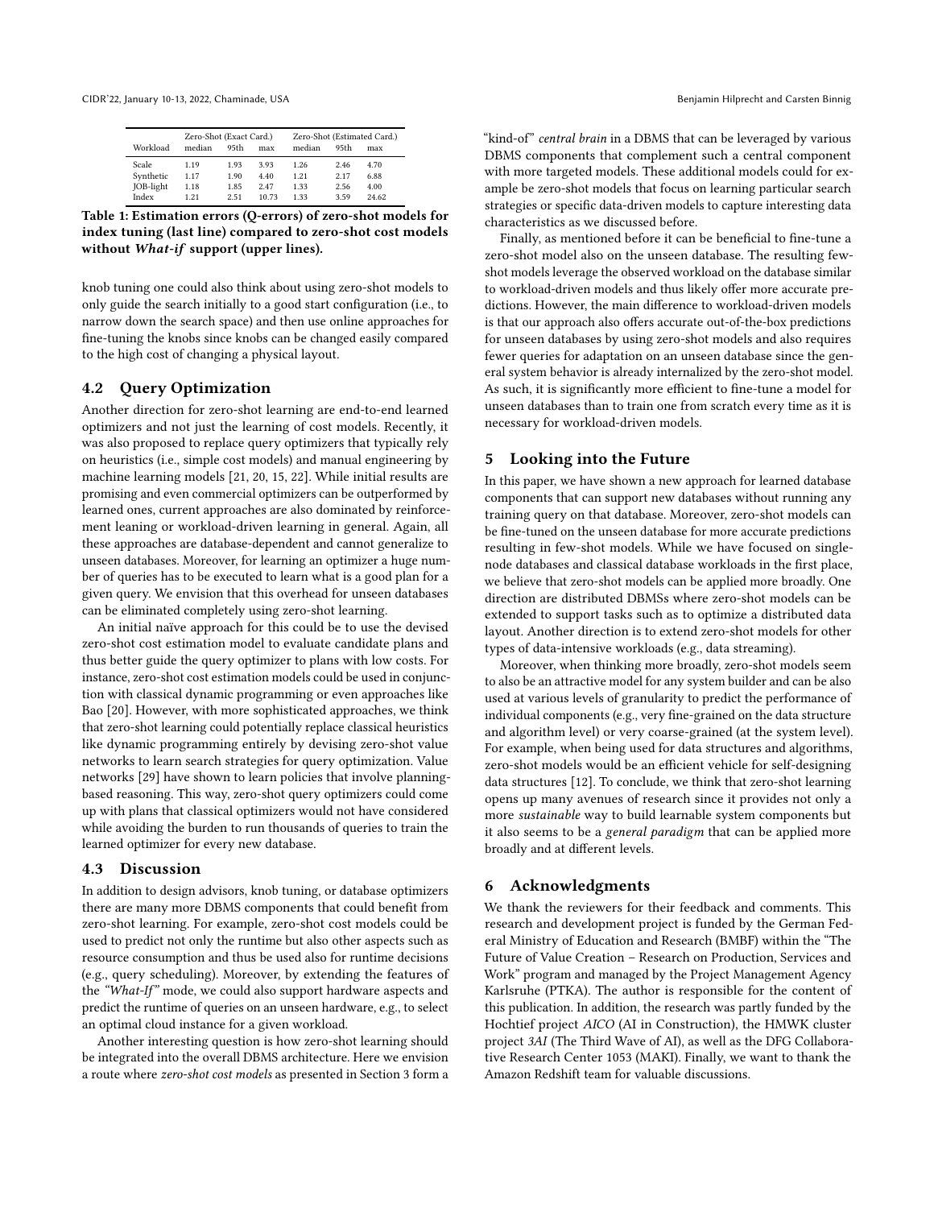| Workload | Zero-Shot (Exact Card.) median | 95th | max | Zero-Shot (Estimated Card.) median | 95th | max |
|---|---|---|---|---|---|---|
| Scale | 1.19 | 1.93 | 3.93 | 1.26 | 2.46 | 4.70 |
| Synthetic | 1.17 | 1.90 | 4.40 | 1.21 | 2.17 | 6.88 |
| JOB-light | 1.18 | 1.85 | 2.47 | 1.33 | 2.56 | 4.00 |
| Index | 1.21 | 2.51 | 10.73 | 1.33 | 3.59 | 24.62 |

**Table 1: Estimation errors (Q-errors) of zero-shot models for index tuning (last line) compared to zero-shot cost models without *What-if* support (upper lines).**

knob tuning one could also think about using zero-shot models to only guide the search initially to a good start configuration (i.e., to narrow down the search space) and then use online approaches for fine-tuning the knobs since knobs can be changed easily compared to the high cost of changing a physical layout.

### 4.2 Query Optimization

Another direction for zero-shot learning are end-to-end learned optimizers and not just the learning of cost models. Recently, it was also proposed to replace query optimizers that typically rely on heuristics (i.e., simple cost models) and manual engineering by machine learning models [21, 20, 15, 22]. While initial results are promising and even commercial optimizers can be outperformed by learned ones, current approaches are also dominated by reinforcement leaning or workload-driven learning in general. Again, all these approaches are database-dependent and cannot generalize to unseen databases. Moreover, for learning an optimizer a huge number of queries has to be executed to learn what is a good plan for a given query. We envision that this overhead for unseen databases can be eliminated completely using zero-shot learning.

An initial naïve approach for this could be to use the devised zero-shot cost estimation model to evaluate candidate plans and thus better guide the query optimizer to plans with low costs. For instance, zero-shot cost estimation models could be used in conjunction with classical dynamic programming or even approaches like Bao [20]. However, with more sophisticated approaches, we think that zero-shot learning could potentially replace classical heuristics like dynamic programming entirely by devising zero-shot value networks to learn search strategies for query optimization. Value networks [29] have shown to learn policies that involve planning-based reasoning. This way, zero-shot query optimizers could come up with plans that classical optimizers would not have considered while avoiding the burden to run thousands of queries to train the learned optimizer for every new database.

### 4.3 Discussion

In addition to design advisors, knob tuning, or database optimizers there are many more DBMS components that could benefit from zero-shot learning. For example, zero-shot cost models could be used to predict not only the runtime but also other aspects such as resource consumption and thus be used also for runtime decisions (e.g., query scheduling). Moreover, by extending the features of the *"What-If"* mode, we could also support hardware aspects and predict the runtime of queries on an unseen hardware, e.g., to select an optimal cloud instance for a given workload.

Another interesting question is how zero-shot learning should be integrated into the overall DBMS architecture. Here we envision a route where *zero-shot cost models* as presented in Section 3 form a "kind-of" *central brain* in a DBMS that can be leveraged by various DBMS components that complement such a central component with more targeted models. These additional models could for example be zero-shot models that focus on learning particular search strategies or specific data-driven models to capture interesting data characteristics as we discussed before.

Finally, as mentioned before it can be beneficial to fine-tune a zero-shot model also on the unseen database. The resulting few-shot models leverage the observed workload on the database similar to workload-driven models and thus likely offer more accurate predictions. However, the main difference to workload-driven models is that our approach also offers accurate out-of-the-box predictions for unseen databases by using zero-shot models and also requires fewer queries for adaptation on an unseen database since the general system behavior is already internalized by the zero-shot model. As such, it is significantly more efficient to fine-tune a model for unseen databases than to train one from scratch every time as it is necessary for workload-driven models.

## 5 Looking into the Future

In this paper, we have shown a new approach for learned database components that can support new databases without running any training query on that database. Moreover, zero-shot models can be fine-tuned on the unseen database for more accurate predictions resulting in few-shot models. While we have focused on single-node databases and classical database workloads in the first place, we believe that zero-shot models can be applied more broadly. One direction are distributed DBMSs where zero-shot models can be extended to support tasks such as to optimize a distributed data layout. Another direction is to extend zero-shot models for other types of data-intensive workloads (e.g., data streaming).

Moreover, when thinking more broadly, zero-shot models seem to also be an attractive model for any system builder and can be also used at various levels of granularity to predict the performance of individual components (e.g., very fine-grained on the data structure and algorithm level) or very coarse-grained (at the system level). For example, when being used for data structures and algorithms, zero-shot models would be an efficient vehicle for self-designing data structures [12]. To conclude, we think that zero-shot learning opens up many avenues of research since it provides not only a more *sustainable* way to build learnable system components but it also seems to be a *general paradigm* that can be applied more broadly and at different levels.

## 6 Acknowledgments

We thank the reviewers for their feedback and comments. This research and development project is funded by the German Federal Ministry of Education and Research (BMBF) within the "The Future of Value Creation – Research on Production, Services and Work" program and managed by the Project Management Agency Karlsruhe (PTKA). The author is responsible for the content of this publication. In addition, the research was partly funded by the Hochtief project *AICO* (AI in Construction), the HMWK cluster project *3AI* (The Third Wave of AI), as well as the DFG Collaborative Research Center 1053 (MAKI). Finally, we want to thank the Amazon Redshift team for valuable discussions.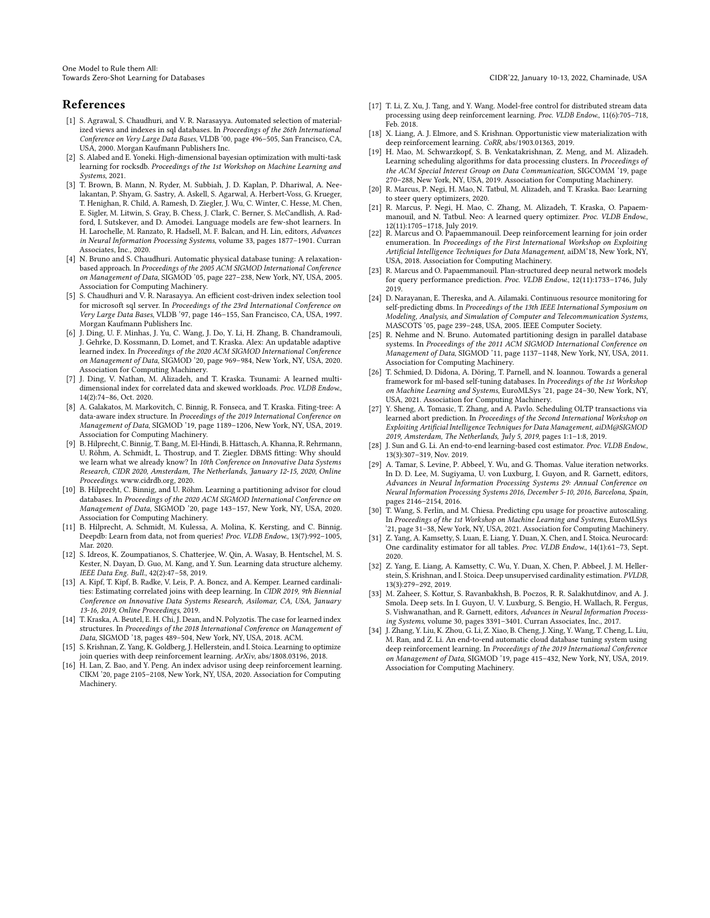## References

[1] S. Agrawal, S. Chaudhuri, and V. R. Narasayya. Automated selection of materialized views and indexes in sql databases. In *Proceedings of the 26th International Conference on Very Large Data Bases*, VLDB '00, page 496–505, San Francisco, CA, USA, 2000. Morgan Kaufmann Publishers Inc.

[2] S. Alabed and E. Yoneki. High-dimensional bayesian optimization with multi-task learning for rocksdb. *Proceedings of the 1st Workshop on Machine Learning and Systems*, 2021.

[3] T. Brown, B. Mann, N. Ryder, M. Subbiah, J. D. Kaplan, P. Dhariwal, A. Neelakantan, P. Shyam, G. Sastry, A. Askell, S. Agarwal, A. Herbert-Voss, G. Krueger, T. Henighan, R. Child, A. Ramesh, D. Ziegler, J. Wu, C. Winter, C. Hesse, M. Chen, E. Sigler, M. Litwin, S. Gray, B. Chess, J. Clark, C. Berner, S. McCandlish, A. Radford, I. Sutskever, and D. Amodei. Language models are few-shot learners. In H. Larochelle, M. Ranzato, R. Hadsell, M. F. Balcan, and H. Lin, editors, *Advances in Neural Information Processing Systems*, volume 33, pages 1877–1901. Curran Associates, Inc., 2020.

[4] N. Bruno and S. Chaudhuri. Automatic physical database tuning: A relaxation-based approach. In *Proceedings of the 2005 ACM SIGMOD International Conference on Management of Data*, SIGMOD '05, page 227–238, New York, NY, USA, 2005. Association for Computing Machinery.

[5] S. Chaudhuri and V. R. Narasayya. An efficient cost-driven index selection tool for microsoft sql server. In *Proceedings of the 23rd International Conference on Very Large Data Bases*, VLDB '97, page 146–155, San Francisco, CA, USA, 1997. Morgan Kaufmann Publishers Inc.

[6] J. Ding, U. F. Minhas, J. Yu, C. Wang, J. Do, Y. Li, H. Zhang, B. Chandramouli, J. Gehrke, D. Kossmann, D. Lomet, and T. Kraska. Alex: An updatable adaptive learned index. In *Proceedings of the 2020 ACM SIGMOD International Conference on Management of Data*, SIGMOD '20, page 969–984, New York, NY, USA, 2020. Association for Computing Machinery.

[7] J. Ding, V. Nathan, M. Alizadeh, and T. Kraska. Tsunami: A learned multi-dimensional index for correlated data and skewed workloads. *Proc. VLDB Endow.*, 14(2):74–86, Oct. 2020.

[8] A. Galakatos, M. Markovitch, C. Binnig, R. Fonseca, and T. Kraska. Fiting-tree: A data-aware index structure. In *Proceedings of the 2019 International Conference on Management of Data*, SIGMOD '19, page 1189–1206, New York, NY, USA, 2019. Association for Computing Machinery.

[9] B. Hilprecht, C. Binnig, T. Bang, M. El-Hindi, B. Hättasch, A. Khanna, R. Rehrmann, U. Röhm, A. Schmidt, L. Thostrup, and T. Ziegler. DBMS fitting: Why should we learn what we already know? In *10th Conference on Innovative Data Systems Research, CIDR 2020, Amsterdam, The Netherlands, January 12-15, 2020, Online Proceedings*. www.cidrdb.org, 2020.

[10] B. Hilprecht, C. Binnig, and U. Röhm. Learning a partitioning advisor for cloud databases. In *Proceedings of the 2020 ACM SIGMOD International Conference on Management of Data*, SIGMOD '20, page 143–157, New York, NY, USA, 2020. Association for Computing Machinery.

[11] B. Hilprecht, A. Schmidt, M. Kulessa, A. Molina, K. Kersting, and C. Binnig. Deepdb: Learn from data, not from queries! *Proc. VLDB Endow.*, 13(7):992–1005, Mar. 2020.

[12] S. Idreos, K. Zoumpatianos, S. Chatterjee, W. Qin, A. Wasay, B. Hentschel, M. S. Kester, N. Dayan, D. Guo, M. Kang, and Y. Sun. Learning data structure alchemy. *IEEE Data Eng. Bull.*, 42(2):47–58, 2019.

[13] A. Kipf, T. Kipf, B. Radke, V. Leis, P. A. Boncz, and A. Kemper. Learned cardinalities: Estimating correlated joins with deep learning. In *CIDR 2019, 9th Biennial Conference on Innovative Data Systems Research, Asilomar, CA, USA, January 13-16, 2019, Online Proceedings*, 2019.

[14] T. Kraska, A. Beutel, E. H. Chi, J. Dean, and N. Polyzotis. The case for learned index structures. In *Proceedings of the 2018 International Conference on Management of Data*, SIGMOD '18, pages 489–504, New York, NY, USA, 2018. ACM.

[15] S. Krishnan, Z. Yang, K. Goldberg, J. Hellerstein, and I. Stoica. Learning to optimize join queries with deep reinforcement learning. *ArXiv*, abs/1808.03196, 2018.

[16] H. Lan, Z. Bao, and Y. Peng. An index advisor using deep reinforcement learning. CIKM '20, page 2105–2108, New York, NY, USA, 2020. Association for Computing Machinery.

[17] T. Li, Z. Xu, J. Tang, and Y. Wang. Model-free control for distributed stream data processing using deep reinforcement learning. *Proc. VLDB Endow.*, 11(6):705–718, Feb. 2018.

[18] X. Liang, A. J. Elmore, and S. Krishnan. Opportunistic view materialization with deep reinforcement learning. *CoRR*, abs/1903.01363, 2019.

[19] H. Mao, M. Schwarzkopf, S. B. Venkatakrishnan, Z. Meng, and M. Alizadeh. Learning scheduling algorithms for data processing clusters. In *Proceedings of the ACM Special Interest Group on Data Communication*, SIGCOMM '19, page 270–288, New York, NY, USA, 2019. Association for Computing Machinery.

[20] R. Marcus, P. Negi, H. Mao, N. Tatbul, M. Alizadeh, and T. Kraska. Bao: Learning to steer query optimizers, 2020.

[21] R. Marcus, P. Negi, H. Mao, C. Zhang, M. Alizadeh, T. Kraska, O. Papaemmanouil, and N. Tatbul. Neo: A learned query optimizer. *Proc. VLDB Endow.*, 12(11):1705–1718, July 2019.

[22] R. Marcus and O. Papaemmanouil. Deep reinforcement learning for join order enumeration. In *Proceedings of the First International Workshop on Exploiting Artificial Intelligence Techniques for Data Management*, aiDM'18, New York, NY, USA, 2018. Association for Computing Machinery.

[23] R. Marcus and O. Papaemmanouil. Plan-structured deep neural network models for query performance prediction. *Proc. VLDB Endow.*, 12(11):1733–1746, July 2019.

[24] D. Narayanan, E. Thereska, and A. Ailamaki. Continuous resource monitoring for self-predicting dbms. In *Proceedings of the 13th IEEE International Symposium on Modeling, Analysis, and Simulation of Computer and Telecommunication Systems*, MASCOTS '05, page 239–248, USA, 2005. IEEE Computer Society.

[25] R. Nehme and N. Bruno. Automated partitioning design in parallel database systems. In *Proceedings of the 2011 ACM SIGMOD International Conference on Management of Data*, SIGMOD '11, page 1137–1148, New York, NY, USA, 2011. Association for Computing Machinery.

[26] T. Schmied, D. Didona, A. Döring, T. Parnell, and N. Ioannou. Towards a general framework for ml-based self-tuning databases. In *Proceedings of the 1st Workshop on Machine Learning and Systems*, EuroMLSys '21, page 24–30, New York, NY, USA, 2021. Association for Computing Machinery.

[27] Y. Sheng, A. Tomasic, T. Zhang, and A. Pavlo. Scheduling OLTP transactions via learned abort prediction. In *Proceedings of the Second International Workshop on Exploiting Artificial Intelligence Techniques for Data Management, aiDM@SIGMOD 2019, Amsterdam, The Netherlands, July 5, 2019*, pages 1:1–1:8, 2019.

[28] J. Sun and G. Li. An end-to-end learning-based cost estimator. *Proc. VLDB Endow.*, 13(3):307–319, Nov. 2019.

[29] A. Tamar, S. Levine, P. Abbeel, Y. Wu, and G. Thomas. Value iteration networks. In D. D. Lee, M. Sugiyama, U. von Luxburg, I. Guyon, and R. Garnett, editors, *Advances in Neural Information Processing Systems 29: Annual Conference on Neural Information Processing Systems 2016, December 5-10, 2016, Barcelona, Spain*, pages 2146–2154, 2016.

[30] T. Wang, S. Ferlin, and M. Chiesa. Predicting cpu usage for proactive autoscaling. In *Proceedings of the 1st Workshop on Machine Learning and Systems*, EuroMLSys '21, page 31–38, New York, NY, USA, 2021. Association for Computing Machinery.

[31] Z. Yang, A. Kamsetty, S. Luan, E. Liang, Y. Duan, X. Chen, and I. Stoica. Neurocard: One cardinality estimator for all tables. *Proc. VLDB Endow.*, 14(1):61–73, Sept. 2020.

[32] Z. Yang, E. Liang, A. Kamsetty, C. Wu, Y. Duan, X. Chen, P. Abbeel, J. M. Hellerstein, S. Krishnan, and I. Stoica. Deep unsupervised cardinality estimation. *PVLDB*, 13(3):279–292, 2019.

[33] M. Zaheer, S. Kottur, S. Ravanbakhsh, B. Poczos, R. R. Salakhutdinov, and A. J. Smola. Deep sets. In I. Guyon, U. V. Luxburg, S. Bengio, H. Wallach, R. Fergus, S. Vishwanathan, and R. Garnett, editors, *Advances in Neural Information Processing Systems*, volume 30, pages 3391–3401. Curran Associates, Inc., 2017.

[34] J. Zhang, Y. Liu, K. Zhou, G. Li, Z. Xiao, B. Cheng, J. Xing, Y. Wang, T. Cheng, L. Liu, M. Ran, and Z. Li. An end-to-end automatic cloud database tuning system using deep reinforcement learning. In *Proceedings of the 2019 International Conference on Management of Data*, SIGMOD '19, page 415–432, New York, NY, USA, 2019. Association for Computing Machinery.